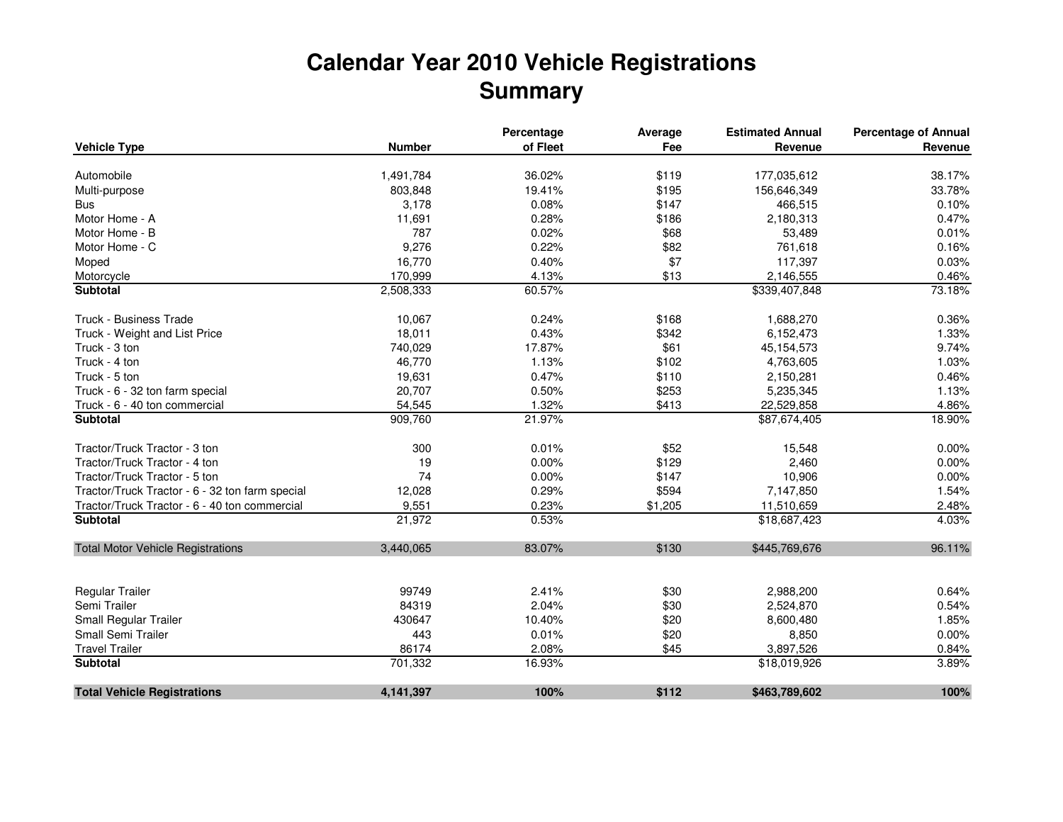# Calendar Year 2010 Vehicle Registrations
# Summary

| Vehicle Type | Number | Percentage of Fleet | Average Fee | Estimated Annual Revenue | Percentage of Annual Revenue |
|---|---|---|---|---|---|
| Automobile | 1,491,784 | 36.02% | $119 | 177,035,612 | 38.17% |
| Multi-purpose | 803,848 | 19.41% | $195 | 156,646,349 | 33.78% |
| Bus | 3,178 | 0.08% | $147 | 466,515 | 0.10% |
| Motor Home - A | 11,691 | 0.28% | $186 | 2,180,313 | 0.47% |
| Motor Home - B | 787 | 0.02% | $68 | 53,489 | 0.01% |
| Motor Home - C | 9,276 | 0.22% | $82 | 761,618 | 0.16% |
| Moped | 16,770 | 0.40% | $7 | 117,397 | 0.03% |
| Motorcycle | 170,999 | 4.13% | $13 | 2,146,555 | 0.46% |
| **Subtotal** | 2,508,333 | 60.57% | | $339,407,848 | 73.18% |
| | | | | | |
| Truck - Business Trade | 10,067 | 0.24% | $168 | 1,688,270 | 0.36% |
| Truck - Weight and List Price | 18,011 | 0.43% | $342 | 6,152,473 | 1.33% |
| Truck - 3 ton | 740,029 | 17.87% | $61 | 45,154,573 | 9.74% |
| Truck - 4 ton | 46,770 | 1.13% | $102 | 4,763,605 | 1.03% |
| Truck - 5 ton | 19,631 | 0.47% | $110 | 2,150,281 | 0.46% |
| Truck - 6 - 32 ton farm special | 20,707 | 0.50% | $253 | 5,235,345 | 1.13% |
| Truck - 6 - 40 ton commercial | 54,545 | 1.32% | $413 | 22,529,858 | 4.86% |
| **Subtotal** | 909,760 | 21.97% | | $87,674,405 | 18.90% |
| | | | | | |
| Tractor/Truck Tractor - 3 ton | 300 | 0.01% | $52 | 15,548 | 0.00% |
| Tractor/Truck Tractor - 4 ton | 19 | 0.00% | $129 | 2,460 | 0.00% |
| Tractor/Truck Tractor - 5 ton | 74 | 0.00% | $147 | 10,906 | 0.00% |
| Tractor/Truck Tractor - 6 - 32 ton farm special | 12,028 | 0.29% | $594 | 7,147,850 | 1.54% |
| Tractor/Truck Tractor - 6 - 40 ton commercial | 9,551 | 0.23% | $1,205 | 11,510,659 | 2.48% |
| **Subtotal** | 21,972 | 0.53% | | $18,687,423 | 4.03% |
| | | | | | |
| Total Motor Vehicle Registrations | 3,440,065 | 83.07% | $130 | $445,769,676 | 96.11% |
| | | | | | |
| Regular Trailer | 99749 | 2.41% | $30 | 2,988,200 | 0.64% |
| Semi Trailer | 84319 | 2.04% | $30 | 2,524,870 | 0.54% |
| Small Regular Trailer | 430647 | 10.40% | $20 | 8,600,480 | 1.85% |
| Small Semi Trailer | 443 | 0.01% | $20 | 8,850 | 0.00% |
| Travel Trailer | 86174 | 2.08% | $45 | 3,897,526 | 0.84% |
| **Subtotal** | 701,332 | 16.93% | | $18,019,926 | 3.89% |
| | | | | | |
| **Total Vehicle Registrations** | **4,141,397** | **100%** | **$112** | **$463,789,602** | **100%** |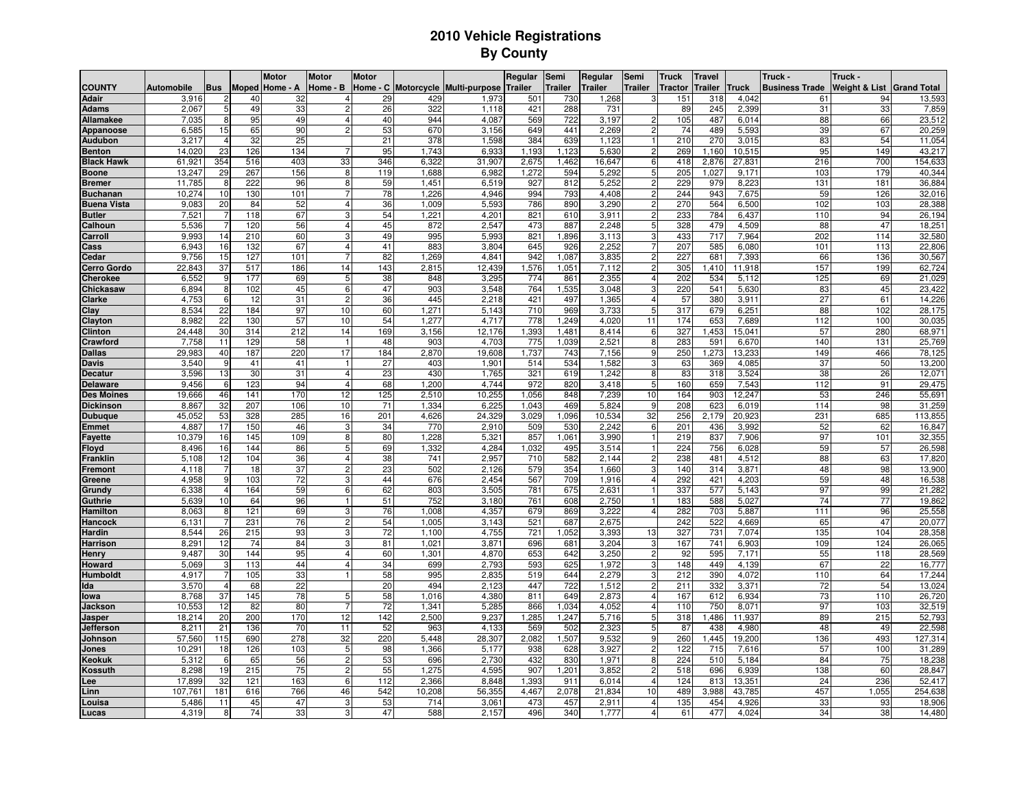# 2010 Vehicle Registrations
## By County

| COUNTY | Automobile | Bus | Moped | Motor Home - A | Motor Home - B | Motor Home - C | Motorcycle | Multi-purpose | Regular Trailer | Semi Trailer | Regular Trailer | Semi Trailer | Truck Tractor | Travel Trailer | Truck | Truck - Business Trade | Truck - Weight & List | Grand Total |
|---|---|---|---|---|---|---|---|---|---|---|---|---|---|---|---|---|---|---|
| Adair | 3,916 | 2 | 40 | 32 | 4 | 29 | 429 | 1,973 | 501 | 730 | 1,268 | 3 | 151 | 318 | 4,042 | 61 | 94 | 13,593 |
| Adams | 2,067 | 5 | 49 | 33 | 2 | 26 | 322 | 1,118 | 421 | 288 | 731 | | 89 | 245 | 2,399 | 31 | 33 | 7,859 |
| Allamakee | 7,035 | 8 | 95 | 49 | 4 | 40 | 944 | 4,087 | 569 | 722 | 3,197 | 2 | 105 | 487 | 6,014 | 88 | 66 | 23,512 |
| Appanoose | 6,585 | 15 | 65 | 90 | 2 | 53 | 670 | 3,156 | 649 | 441 | 2,269 | 2 | 74 | 489 | 5,593 | 39 | 67 | 20,259 |
| Audubon | 3,217 | 4 | 32 | 25 | | 21 | 378 | 1,598 | 384 | 639 | 1,123 | 1 | 210 | 270 | 3,015 | 83 | 54 | 11,054 |
| Benton | 14,020 | 23 | 126 | 134 | 7 | 95 | 1,743 | 6,933 | 1,193 | 1,123 | 5,630 | 2 | 269 | 1,160 | 10,515 | 95 | 149 | 43,217 |
| Black Hawk | 61,921 | 354 | 516 | 403 | 33 | 346 | 6,322 | 31,907 | 2,675 | 1,462 | 16,647 | 6 | 418 | 2,876 | 27,831 | 216 | 700 | 154,633 |
| Boone | 13,247 | 29 | 267 | 156 | 8 | 119 | 1,688 | 6,982 | 1,272 | 594 | 5,292 | 5 | 205 | 1,027 | 9,171 | 103 | 179 | 40,344 |
| Bremer | 11,785 | 8 | 222 | 96 | 8 | 59 | 1,451 | 6,519 | 927 | 812 | 5,252 | 2 | 229 | 979 | 8,223 | 131 | 181 | 36,884 |
| Buchanan | 10,274 | 10 | 130 | 101 | 7 | 78 | 1,226 | 4,946 | 994 | 793 | 4,408 | 2 | 244 | 943 | 7,675 | 59 | 126 | 32,016 |
| Buena Vista | 9,083 | 20 | 84 | 52 | 4 | 36 | 1,009 | 5,593 | 786 | 890 | 3,290 | 2 | 270 | 564 | 6,500 | 102 | 103 | 28,388 |
| Butler | 7,521 | 7 | 118 | 67 | 3 | 54 | 1,221 | 4,201 | 821 | 610 | 3,911 | 2 | 233 | 784 | 6,437 | 110 | 94 | 26,194 |
| Calhoun | 5,536 | 7 | 120 | 56 | 4 | 45 | 872 | 2,547 | 473 | 887 | 2,248 | 5 | 328 | 479 | 4,509 | 88 | 47 | 18,251 |
| Carroll | 9,993 | 14 | 210 | 60 | 3 | 49 | 995 | 5,993 | 821 | 1,896 | 3,113 | 3 | 433 | 717 | 7,964 | 202 | 114 | 32,580 |
| Cass | 6,943 | 16 | 132 | 67 | 4 | 41 | 883 | 3,804 | 645 | 926 | 2,252 | 7 | 207 | 585 | 6,080 | 101 | 113 | 22,806 |
| Cedar | 9,756 | 15 | 127 | 101 | 7 | 82 | 1,269 | 4,841 | 942 | 1,087 | 3,835 | 2 | 227 | 681 | 7,393 | 66 | 136 | 30,567 |
| Cerro Gordo | 22,843 | 37 | 517 | 186 | 14 | 143 | 2,815 | 12,439 | 1,576 | 1,051 | 7,112 | 2 | 305 | 1,410 | 11,918 | 157 | 199 | 62,724 |
| Cherokee | 6,552 | 9 | 177 | 69 | 5 | 38 | 848 | 3,295 | 774 | 861 | 2,355 | 4 | 202 | 534 | 5,112 | 125 | 69 | 21,029 |
| Chickasaw | 6,894 | 8 | 102 | 45 | 6 | 47 | 903 | 3,548 | 764 | 1,535 | 3,048 | 3 | 220 | 541 | 5,630 | 83 | 45 | 23,422 |
| Clarke | 4,753 | 6 | 12 | 31 | 2 | 36 | 445 | 2,218 | 421 | 497 | 1,365 | 4 | 57 | 380 | 3,911 | 27 | 61 | 14,226 |
| Clay | 8,534 | 22 | 184 | 97 | 10 | 60 | 1,271 | 5,143 | 710 | 969 | 3,733 | 5 | 317 | 679 | 6,251 | 88 | 102 | 28,175 |
| Clayton | 8,982 | 22 | 130 | 57 | 10 | 54 | 1,277 | 4,717 | 778 | 1,249 | 4,020 | 11 | 174 | 653 | 7,689 | 112 | 100 | 30,035 |
| Clinton | 24,448 | 30 | 314 | 212 | 14 | 169 | 3,156 | 12,176 | 1,393 | 1,481 | 8,414 | 6 | 327 | 1,453 | 15,041 | 57 | 280 | 68,971 |
| Crawford | 7,758 | 11 | 129 | 58 | 1 | 48 | 903 | 4,703 | 775 | 1,039 | 2,521 | 8 | 283 | 591 | 6,670 | 140 | 131 | 25,769 |
| Dallas | 29,983 | 40 | 187 | 220 | 17 | 184 | 2,870 | 19,608 | 1,737 | 743 | 7,156 | 9 | 250 | 1,273 | 13,233 | 149 | 466 | 78,125 |
| Davis | 3,540 | 9 | 41 | 41 | 1 | 27 | 403 | 1,901 | 514 | 534 | 1,582 | 3 | 63 | 369 | 4,085 | 37 | 50 | 13,200 |
| Decatur | 3,596 | 13 | 30 | 31 | 4 | 23 | 430 | 1,765 | 321 | 619 | 1,242 | 8 | 83 | 318 | 3,524 | 38 | 26 | 12,071 |
| Delaware | 9,456 | 6 | 123 | 94 | 4 | 68 | 1,200 | 4,744 | 972 | 820 | 3,418 | 5 | 160 | 659 | 7,543 | 112 | 91 | 29,475 |
| Des Moines | 19,666 | 46 | 141 | 170 | 12 | 125 | 2,510 | 10,255 | 1,056 | 848 | 7,239 | 10 | 164 | 903 | 12,247 | 53 | 246 | 55,691 |
| Dickinson | 8,867 | 32 | 207 | 106 | 10 | 71 | 1,334 | 6,225 | 1,043 | 469 | 5,824 | 9 | 208 | 623 | 6,019 | 114 | 98 | 31,259 |
| Dubuque | 45,052 | 53 | 328 | 285 | 16 | 201 | 4,626 | 24,329 | 3,029 | 1,096 | 10,534 | 32 | 256 | 2,179 | 20,923 | 231 | 685 | 113,855 |
| Emmet | 4,887 | 17 | 150 | 46 | 3 | 34 | 770 | 2,910 | 509 | 530 | 2,242 | 6 | 201 | 436 | 3,992 | 52 | 62 | 16,847 |
| Fayette | 10,379 | 16 | 145 | 109 | 8 | 80 | 1,228 | 5,321 | 857 | 1,061 | 3,990 | 1 | 219 | 837 | 7,906 | 97 | 101 | 32,355 |
| Floyd | 8,496 | 16 | 144 | 86 | 5 | 69 | 1,332 | 4,284 | 1,032 | 495 | 3,514 | 1 | 224 | 756 | 6,028 | 59 | 57 | 26,598 |
| Franklin | 5,108 | 12 | 104 | 36 | 4 | 38 | 741 | 2,957 | 710 | 582 | 2,144 | 2 | 238 | 481 | 4,512 | 88 | 63 | 17,820 |
| Fremont | 4,118 | 7 | 18 | 37 | 2 | 23 | 502 | 2,126 | 579 | 354 | 1,660 | 3 | 140 | 314 | 3,871 | 48 | 98 | 13,900 |
| Greene | 4,958 | 9 | 103 | 72 | 3 | 44 | 676 | 2,454 | 567 | 709 | 1,916 | 4 | 292 | 421 | 4,203 | 59 | 48 | 16,538 |
| Grundy | 6,338 | 4 | 164 | 59 | 6 | 62 | 803 | 3,505 | 781 | 675 | 2,631 | 1 | 337 | 577 | 5,143 | 97 | 99 | 21,282 |
| Guthrie | 5,639 | 10 | 64 | 96 | 1 | 51 | 752 | 3,180 | 761 | 608 | 2,750 | 1 | 183 | 588 | 5,027 | 74 | 77 | 19,862 |
| Hamilton | 8,063 | 8 | 121 | 69 | 3 | 76 | 1,008 | 4,357 | 679 | 869 | 3,222 | 4 | 282 | 703 | 5,887 | 111 | 96 | 25,558 |
| Hancock | 6,131 | 7 | 231 | 76 | 2 | 54 | 1,005 | 3,143 | 521 | 687 | 2,675 | | 242 | 522 | 4,669 | 65 | 47 | 20,077 |
| Hardin | 8,544 | 26 | 215 | 93 | 3 | 72 | 1,100 | 4,755 | 721 | 1,052 | 3,393 | 13 | 327 | 731 | 7,074 | 135 | 104 | 28,358 |
| Harrison | 8,291 | 12 | 74 | 84 | 3 | 81 | 1,021 | 3,871 | 696 | 681 | 3,204 | 3 | 167 | 741 | 6,903 | 109 | 124 | 26,065 |
| Henry | 9,487 | 30 | 144 | 95 | 4 | 60 | 1,301 | 4,870 | 653 | 642 | 3,250 | 2 | 92 | 595 | 7,171 | 55 | 118 | 28,569 |
| Howard | 5,069 | 3 | 113 | 44 | 4 | 34 | 699 | 2,793 | 593 | 625 | 1,972 | 3 | 148 | 449 | 4,139 | 67 | 22 | 16,777 |
| Humboldt | 4,917 | 7 | 105 | 33 | 1 | 58 | 995 | 2,835 | 519 | 644 | 2,279 | 3 | 212 | 390 | 4,072 | 110 | 64 | 17,244 |
| Ida | 3,570 | 4 | 68 | 22 | | 20 | 494 | 2,123 | 447 | 722 | 1,512 | 2 | 211 | 332 | 3,371 | 72 | 54 | 13,024 |
| Iowa | 8,768 | 37 | 145 | 78 | 5 | 58 | 1,016 | 4,380 | 811 | 649 | 2,873 | 4 | 167 | 612 | 6,934 | 73 | 110 | 26,720 |
| Jackson | 10,553 | 12 | 82 | 80 | 7 | 72 | 1,341 | 5,285 | 866 | 1,034 | 4,052 | 4 | 110 | 750 | 8,071 | 97 | 103 | 32,519 |
| Jasper | 18,214 | 20 | 200 | 170 | 12 | 142 | 2,500 | 9,237 | 1,285 | 1,247 | 5,716 | 5 | 318 | 1,486 | 11,937 | 89 | 215 | 52,793 |
| Jefferson | 8,211 | 21 | 136 | 70 | 11 | 52 | 963 | 4,133 | 569 | 502 | 2,323 | 5 | 87 | 438 | 4,980 | 48 | 49 | 22,598 |
| Johnson | 57,560 | 115 | 690 | 278 | 32 | 220 | 5,448 | 28,307 | 2,082 | 1,507 | 9,532 | 9 | 260 | 1,445 | 19,200 | 136 | 493 | 127,314 |
| Jones | 10,291 | 18 | 126 | 103 | 5 | 98 | 1,366 | 5,177 | 938 | 628 | 3,927 | 2 | 122 | 715 | 7,616 | 57 | 100 | 31,289 |
| Keokuk | 5,312 | 6 | 65 | 56 | 2 | 53 | 696 | 2,730 | 432 | 830 | 1,971 | 8 | 224 | 510 | 5,184 | 84 | 75 | 18,238 |
| Kossuth | 8,298 | 19 | 215 | 75 | 2 | 55 | 1,275 | 4,595 | 907 | 1,201 | 3,852 | 2 | 518 | 696 | 6,939 | 138 | 60 | 28,847 |
| Lee | 17,899 | 32 | 121 | 163 | 6 | 112 | 2,366 | 8,848 | 1,393 | 911 | 6,014 | 4 | 124 | 813 | 13,351 | 24 | 236 | 52,417 |
| Linn | 107,761 | 181 | 616 | 766 | 46 | 542 | 10,208 | 56,355 | 4,467 | 2,078 | 21,834 | 10 | 489 | 3,988 | 43,785 | 457 | 1,055 | 254,638 |
| Louisa | 5,486 | 11 | 45 | 47 | 3 | 53 | 714 | 3,061 | 473 | 457 | 2,911 | 4 | 135 | 454 | 4,926 | 33 | 93 | 18,906 |
| Lucas | 4,319 | 8 | 74 | 33 | 3 | 47 | 588 | 2,157 | 496 | 340 | 1,777 | 4 | 61 | 477 | 4,024 | 34 | 38 | 14,480 |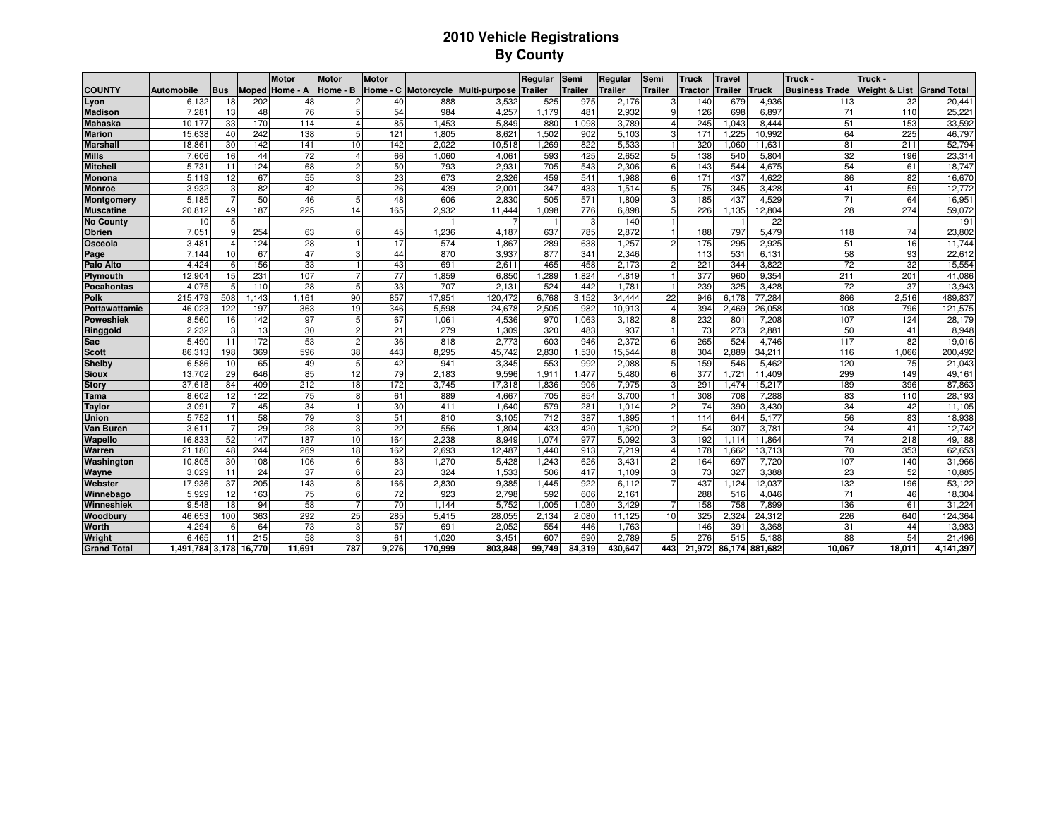# 2010 Vehicle Registrations
## By County

| COUNTY | Automobile | Bus | Moped | Motor Home - A | Motor Home - B | Motor Home - C | Motorcycle | Multi-purpose | Regular Trailer | Semi Trailer | Regular Trailer | Semi Trailer | Truck Tractor | Travel Trailer | Truck | Truck - Business Trade | Truck - Weight & List | Grand Total |
|---|---|---|---|---|---|---|---|---|---|---|---|---|---|---|---|---|---|---|
| **Lyon** | 6,132 | 18 | 202 | 48 | 2 | 40 | 888 | 3,532 | 525 | 975 | 2,176 | 3 | 140 | 679 | 4,936 | 113 | 32 | 20,441 |
| **Madison** | 7,281 | 13 | 48 | 76 | 5 | 54 | 984 | 4,257 | 1,179 | 481 | 2,932 | 9 | 126 | 698 | 6,897 | 71 | 110 | 25,221 |
| **Mahaska** | 10,177 | 33 | 170 | 114 | 4 | 85 | 1,453 | 5,849 | 880 | 1,098 | 3,789 | 4 | 245 | 1,043 | 8,444 | 51 | 153 | 33,592 |
| **Marion** | 15,638 | 40 | 242 | 138 | 5 | 121 | 1,805 | 8,621 | 1,502 | 902 | 5,103 | 3 | 171 | 1,225 | 10,992 | 64 | 225 | 46,797 |
| **Marshall** | 18,861 | 30 | 142 | 141 | 10 | 142 | 2,022 | 10,518 | 1,269 | 822 | 5,533 | 1 | 320 | 1,060 | 11,631 | 81 | 211 | 52,794 |
| **Mills** | 7,606 | 16 | 44 | 72 | 4 | 66 | 1,060 | 4,061 | 593 | 425 | 2,652 | 5 | 138 | 540 | 5,804 | 32 | 196 | 23,314 |
| **Mitchell** | 5,731 | 11 | 124 | 68 | 2 | 50 | 793 | 2,931 | 705 | 543 | 2,306 | 6 | 143 | 544 | 4,675 | 54 | 61 | 18,747 |
| **Monona** | 5,119 | 12 | 67 | 55 | 3 | 23 | 673 | 2,326 | 459 | 541 | 1,988 | 6 | 171 | 437 | 4,622 | 86 | 82 | 16,670 |
| **Monroe** | 3,932 | 3 | 82 | 42 | | 26 | 439 | 2,001 | 347 | 433 | 1,514 | 5 | 75 | 345 | 3,428 | 41 | 59 | 12,772 |
| **Montgomery** | 5,185 | 7 | 50 | 46 | 5 | 48 | 606 | 2,830 | 505 | 571 | 1,809 | 3 | 185 | 437 | 4,529 | 71 | 64 | 16,951 |
| **Muscatine** | 20,812 | 49 | 187 | 225 | 14 | 165 | 2,932 | 11,444 | 1,098 | 776 | 6,898 | 5 | 226 | 1,135 | 12,804 | 28 | 274 | 59,072 |
| **No County** | 10 | 5 | | | | | 1 | 7 | 1 | 3 | 140 | 1 | | 1 | 22 | | | 191 |
| **Obrien** | 7,051 | 9 | 254 | 63 | 6 | 45 | 1,236 | 4,187 | 637 | 785 | 2,872 | 1 | 188 | 797 | 5,479 | 118 | 74 | 23,802 |
| **Osceola** | 3,481 | 4 | 124 | 28 | 1 | 17 | 574 | 1,867 | 289 | 638 | 1,257 | 2 | 175 | 295 | 2,925 | 51 | 16 | 11,744 |
| **Page** | 7,144 | 10 | 67 | 47 | 3 | 44 | 870 | 3,937 | 877 | 341 | 2,346 | | 113 | 531 | 6,131 | 58 | 93 | 22,612 |
| **Palo Alto** | 4,424 | 6 | 156 | 33 | 1 | 43 | 691 | 2,611 | 465 | 458 | 2,173 | 2 | 221 | 344 | 3,822 | 72 | 32 | 15,554 |
| **Plymouth** | 12,904 | 15 | 231 | 107 | 7 | 77 | 1,859 | 6,850 | 1,289 | 1,824 | 4,819 | 1 | 377 | 960 | 9,354 | 211 | 201 | 41,086 |
| **Pocahontas** | 4,075 | 5 | 110 | 28 | 5 | 33 | 707 | 2,131 | 524 | 442 | 1,781 | 1 | 239 | 325 | 3,428 | 72 | 37 | 13,943 |
| **Polk** | 215,479 | 508 | 1,143 | 1,161 | 90 | 857 | 17,951 | 120,472 | 6,768 | 3,152 | 34,444 | 22 | 946 | 6,178 | 77,284 | 866 | 2,516 | 489,837 |
| **Pottawattamie** | 46,023 | 122 | 197 | 363 | 19 | 346 | 5,598 | 24,678 | 2,505 | 982 | 10,913 | 4 | 394 | 2,469 | 26,058 | 108 | 796 | 121,575 |
| **Poweshiek** | 8,560 | 16 | 142 | 97 | 5 | 67 | 1,061 | 4,536 | 970 | 1,063 | 3,182 | 8 | 232 | 801 | 7,208 | 107 | 124 | 28,179 |
| **Ringgold** | 2,232 | 3 | 13 | 30 | 2 | 21 | 279 | 1,309 | 320 | 483 | 937 | 1 | 73 | 273 | 2,881 | 50 | 41 | 8,948 |
| **Sac** | 5,490 | 11 | 172 | 53 | 2 | 36 | 818 | 2,773 | 603 | 946 | 2,372 | 6 | 265 | 524 | 4,746 | 117 | 82 | 19,016 |
| **Scott** | 86,313 | 198 | 369 | 596 | 38 | 443 | 8,295 | 45,742 | 2,830 | 1,530 | 15,544 | 8 | 304 | 2,889 | 34,211 | 116 | 1,066 | 200,492 |
| **Shelby** | 6,586 | 10 | 65 | 49 | 5 | 42 | 941 | 3,345 | 553 | 992 | 2,088 | 5 | 159 | 546 | 5,462 | 120 | 75 | 21,043 |
| **Sioux** | 13,702 | 29 | 646 | 85 | 12 | 79 | 2,183 | 9,596 | 1,911 | 1,477 | 5,480 | 6 | 377 | 1,721 | 11,409 | 299 | 149 | 49,161 |
| **Story** | 37,618 | 84 | 409 | 212 | 18 | 172 | 3,745 | 17,318 | 1,836 | 906 | 7,975 | 3 | 291 | 1,474 | 15,217 | 189 | 396 | 87,863 |
| **Tama** | 8,602 | 12 | 122 | 75 | 8 | 61 | 889 | 4,667 | 705 | 854 | 3,700 | 1 | 308 | 708 | 7,288 | 83 | 110 | 28,193 |
| **Taylor** | 3,091 | 7 | 45 | 34 | 1 | 30 | 411 | 1,640 | 579 | 281 | 1,014 | 2 | 74 | 390 | 3,430 | 34 | 42 | 11,105 |
| **Union** | 5,752 | 11 | 58 | 79 | 3 | 51 | 810 | 3,105 | 712 | 387 | 1,895 | 1 | 114 | 644 | 5,177 | 56 | 83 | 18,938 |
| **Van Buren** | 3,611 | 7 | 29 | 28 | 3 | 22 | 556 | 1,804 | 433 | 420 | 1,620 | 2 | 54 | 307 | 3,781 | 24 | 41 | 12,742 |
| **Wapello** | 16,833 | 52 | 147 | 187 | 10 | 164 | 2,238 | 8,949 | 1,074 | 977 | 5,092 | 3 | 192 | 1,114 | 11,864 | 74 | 218 | 49,188 |
| **Warren** | 21,180 | 48 | 244 | 269 | 18 | 162 | 2,693 | 12,487 | 1,440 | 913 | 7,219 | 4 | 178 | 1,662 | 13,713 | 70 | 353 | 62,653 |
| **Washington** | 10,805 | 30 | 108 | 106 | 6 | 83 | 1,270 | 5,428 | 1,243 | 626 | 3,431 | 2 | 164 | 697 | 7,720 | 107 | 140 | 31,966 |
| **Wayne** | 3,029 | 11 | 24 | 37 | 6 | 23 | 324 | 1,533 | 506 | 417 | 1,109 | 3 | 73 | 327 | 3,388 | 23 | 52 | 10,885 |
| **Webster** | 17,936 | 37 | 205 | 143 | 8 | 166 | 2,830 | 9,385 | 1,445 | 922 | 6,112 | 7 | 437 | 1,124 | 12,037 | 132 | 196 | 53,122 |
| **Winnebago** | 5,929 | 12 | 163 | 75 | 6 | 72 | 923 | 2,798 | 592 | 606 | 2,161 | | 288 | 516 | 4,046 | 71 | 46 | 18,304 |
| **Winneshiek** | 9,548 | 18 | 94 | 58 | 7 | 70 | 1,144 | 5,752 | 1,005 | 1,080 | 3,429 | 7 | 158 | 758 | 7,899 | 136 | 61 | 31,224 |
| **Woodbury** | 46,653 | 100 | 363 | 292 | 25 | 285 | 5,415 | 28,055 | 2,134 | 2,080 | 11,125 | 10 | 325 | 2,324 | 24,312 | 226 | 640 | 124,364 |
| **Worth** | 4,294 | 6 | 64 | 73 | 3 | 57 | 691 | 2,052 | 554 | 446 | 1,763 | | 146 | 391 | 3,368 | 31 | 44 | 13,983 |
| **Wright** | 6,465 | 11 | 215 | 58 | 3 | 61 | 1,020 | 3,451 | 607 | 690 | 2,789 | 5 | 276 | 515 | 5,188 | 88 | 54 | 21,496 |
| **Grand Total** | **1,491,784** | **3,178** | **16,770** | **11,691** | **787** | **9,276** | **170,999** | **803,848** | **99,749** | **84,319** | **430,647** | **443** | **21,972** | **86,174** | **881,682** | **10,067** | **18,011** | **4,141,397** |